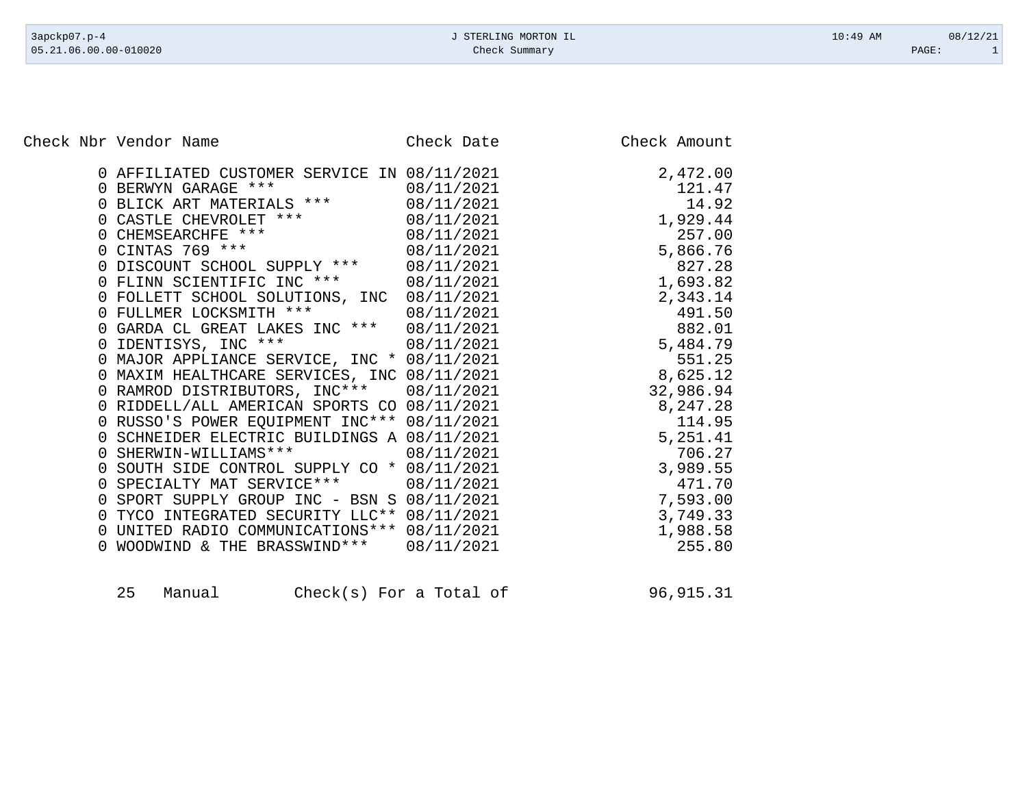J STERLING MORTON IL

Check Summary

| Check Nbr | Vendor Name | Check Date | Check Amount |
|---|---|---|---|
| 0 | AFFILIATED CUSTOMER SERVICE IN | 08/11/2021 | 2,472.00 |
| 0 | BERWYN GARAGE *** | 08/11/2021 | 121.47 |
| 0 | BLICK ART MATERIALS *** | 08/11/2021 | 14.92 |
| 0 | CASTLE CHEVROLET *** | 08/11/2021 | 1,929.44 |
| 0 | CHEMSEARCHFE *** | 08/11/2021 | 257.00 |
| 0 | CINTAS 769 *** | 08/11/2021 | 5,866.76 |
| 0 | DISCOUNT SCHOOL SUPPLY *** | 08/11/2021 | 827.28 |
| 0 | FLINN SCIENTIFIC INC *** | 08/11/2021 | 1,693.82 |
| 0 | FOLLETT SCHOOL SOLUTIONS, INC | 08/11/2021 | 2,343.14 |
| 0 | FULLMER LOCKSMITH *** | 08/11/2021 | 491.50 |
| 0 | GARDA CL GREAT LAKES INC *** | 08/11/2021 | 882.01 |
| 0 | IDENTISYS, INC *** | 08/11/2021 | 5,484.79 |
| 0 | MAJOR APPLIANCE SERVICE, INC * | 08/11/2021 | 551.25 |
| 0 | MAXIM HEALTHCARE SERVICES, INC | 08/11/2021 | 8,625.12 |
| 0 | RAMROD DISTRIBUTORS, INC*** | 08/11/2021 | 32,986.94 |
| 0 | RIDDELL/ALL AMERICAN SPORTS CO | 08/11/2021 | 8,247.28 |
| 0 | RUSSO'S POWER EQUIPMENT INC*** | 08/11/2021 | 114.95 |
| 0 | SCHNEIDER ELECTRIC BUILDINGS A | 08/11/2021 | 5,251.41 |
| 0 | SHERWIN-WILLIAMS*** | 08/11/2021 | 706.27 |
| 0 | SOUTH SIDE CONTROL SUPPLY CO * | 08/11/2021 | 3,989.55 |
| 0 | SPECIALTY MAT SERVICE*** | 08/11/2021 | 471.70 |
| 0 | SPORT SUPPLY GROUP INC - BSN S | 08/11/2021 | 7,593.00 |
| 0 | TYCO INTEGRATED SECURITY LLC** | 08/11/2021 | 3,749.33 |
| 0 | UNITED RADIO COMMUNICATIONS*** | 08/11/2021 | 1,988.58 |
| 0 | WOODWIND & THE BRASSWIND*** | 08/11/2021 | 255.80 |

25 Manual Check(s) For a Total of 96,915.31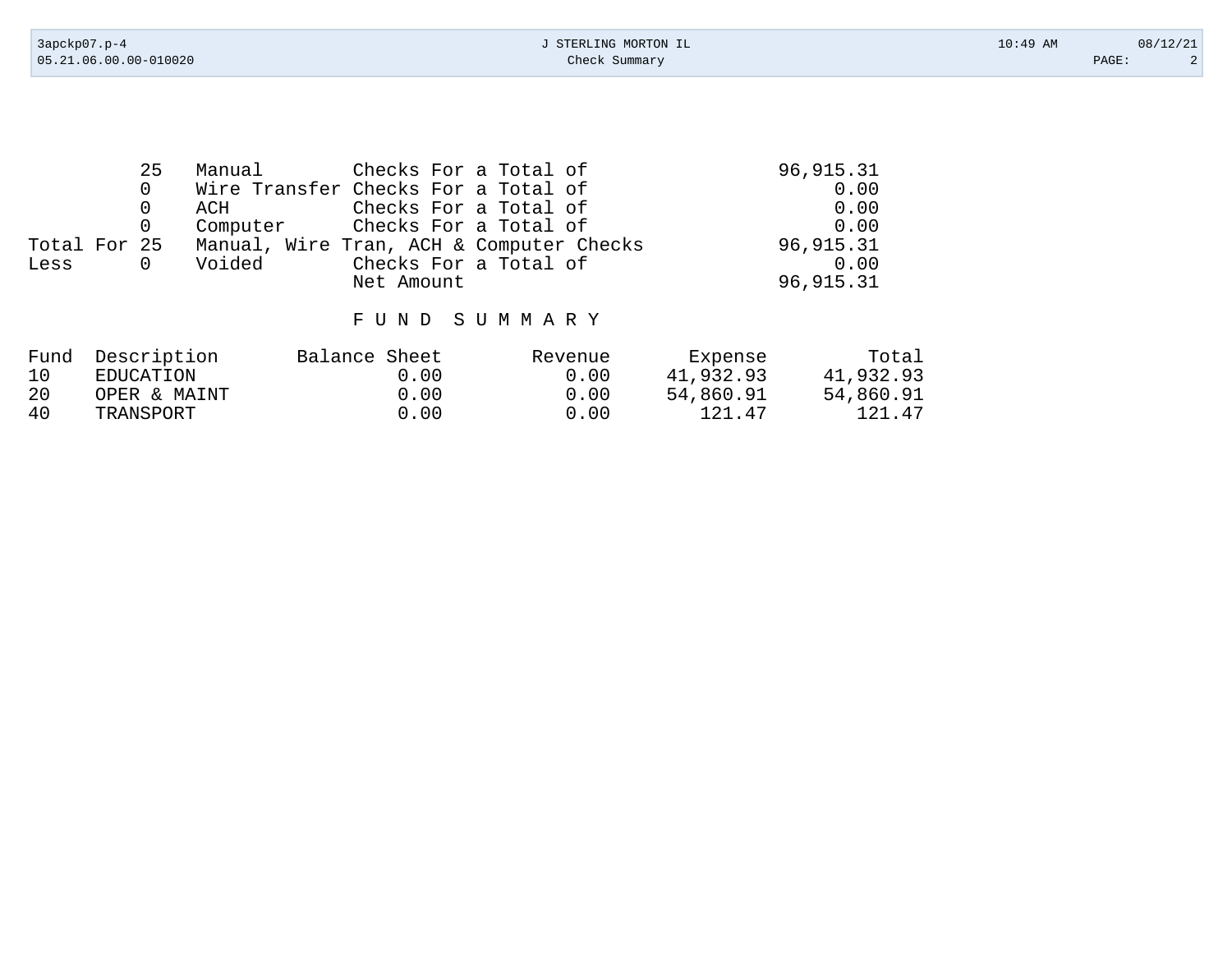| | | | |
|---|---|---|---|
| 25 | Manual | Checks For a Total of | 96,915.31 |
| 0 | Wire Transfer | Checks For a Total of | 0.00 |
| 0 | ACH | Checks For a Total of | 0.00 |
| 0 | Computer | Checks For a Total of | 0.00 |
| Total For 25 | Manual, Wire Tran, ACH & Computer Checks | | 96,915.31 |
| Less 0 | Voided | Checks For a Total of | 0.00 |
| | | Net Amount | 96,915.31 |

## F U N D S U M M A R Y

| Fund | Description | Balance Sheet | Revenue | Expense | Total |
|---|---|---|---|---|---|
| 10 | EDUCATION | 0.00 | 0.00 | 41,932.93 | 41,932.93 |
| 20 | OPER & MAINT | 0.00 | 0.00 | 54,860.91 | 54,860.91 |
| 40 | TRANSPORT | 0.00 | 0.00 | 121.47 | 121.47 |